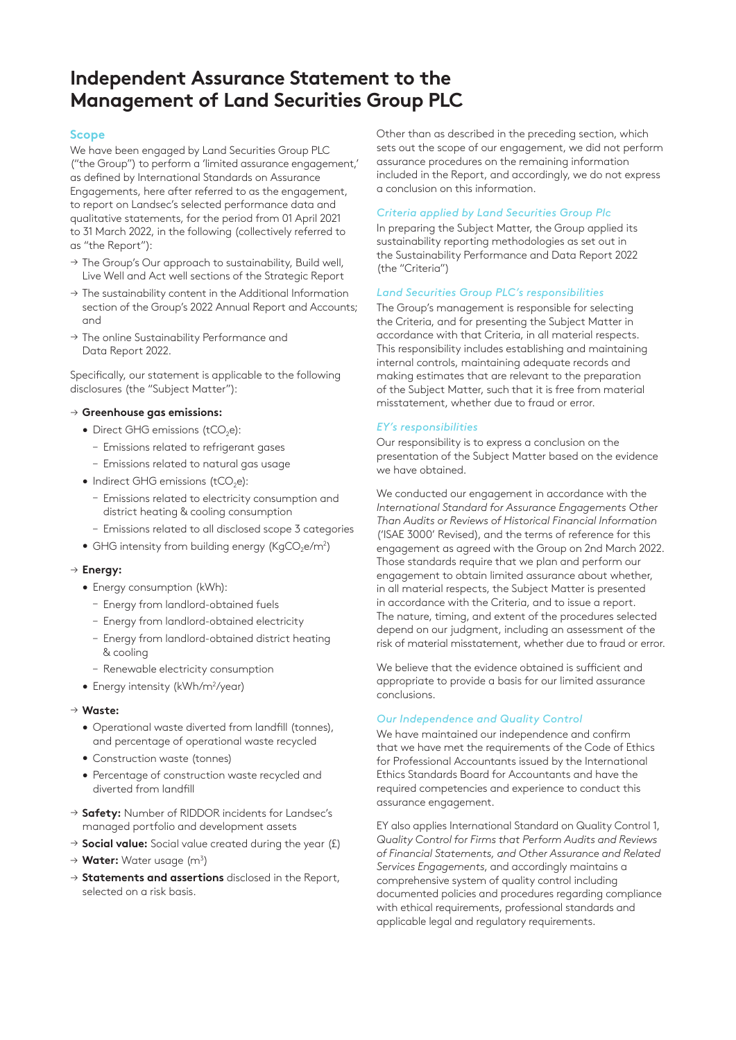# Independent Assurance Statement to the Management of Land Securities Group PLC

## Scope

We have been engaged by Land Securities Group PLC ("the Group") to perform a 'limited assurance engagement,' as defined by International Standards on Assurance Engagements, here after referred to as the engagement, to report on Landsec's selected performance data and qualitative statements, for the period from 01 April 2021 to 31 March 2022, in the following (collectively referred to as "the Report"):

- → The Group's Our approach to sustainability, Build well, Live Well and Act well sections of the Strategic Report
- → The sustainability content in the Additional Information section of the Group's 2022 Annual Report and Accounts; and
- → The online Sustainability Performance and Data Report 2022.

Specifically, our statement is applicable to the following disclosures (the "Subject Matter"):

- → **Greenhouse gas emissions:**
  - Direct GHG emissions ($tCO_2e$):
    - Emissions related to refrigerant gases
    - Emissions related to natural gas usage
  - Indirect GHG emissions ($tCO_2e$):
    - Emissions related to electricity consumption and district heating & cooling consumption
    - Emissions related to all disclosed scope 3 categories
  - GHG intensity from building energy ($KgCO_2e/m^2$)
- → **Energy:**
  - Energy consumption (kWh):
    - Energy from landlord-obtained fuels
    - Energy from landlord-obtained electricity
    - Energy from landlord-obtained district heating & cooling
    - Renewable electricity consumption
  - Energy intensity ($kWh/m^2/year$)
- → **Waste:**
  - Operational waste diverted from landfill (tonnes), and percentage of operational waste recycled
  - Construction waste (tonnes)
  - Percentage of construction waste recycled and diverted from landfill
- → **Safety:** Number of RIDDOR incidents for Landsec's managed portfolio and development assets
- → **Social value:** Social value created during the year (£)
- → **Water:** Water usage ($m^3$)
- → **Statements and assertions** disclosed in the Report, selected on a risk basis.

Other than as described in the preceding section, which sets out the scope of our engagement, we did not perform assurance procedures on the remaining information included in the Report, and accordingly, we do not express a conclusion on this information.

### *Criteria applied by Land Securities Group Plc*

In preparing the Subject Matter, the Group applied its sustainability reporting methodologies as set out in the Sustainability Performance and Data Report 2022 (the "Criteria")

### *Land Securities Group PLC's responsibilities*

The Group's management is responsible for selecting the Criteria, and for presenting the Subject Matter in accordance with that Criteria, in all material respects. This responsibility includes establishing and maintaining internal controls, maintaining adequate records and making estimates that are relevant to the preparation of the Subject Matter, such that it is free from material misstatement, whether due to fraud or error.

### *EY's responsibilities*

Our responsibility is to express a conclusion on the presentation of the Subject Matter based on the evidence we have obtained.

We conducted our engagement in accordance with the *International Standard for Assurance Engagements Other Than Audits or Reviews of Historical Financial Information* ('ISAE 3000' Revised), and the terms of reference for this engagement as agreed with the Group on 2nd March 2022. Those standards require that we plan and perform our engagement to obtain limited assurance about whether, in all material respects, the Subject Matter is presented in accordance with the Criteria, and to issue a report. The nature, timing, and extent of the procedures selected depend on our judgment, including an assessment of the risk of material misstatement, whether due to fraud or error.

We believe that the evidence obtained is sufficient and appropriate to provide a basis for our limited assurance conclusions.

### *Our Independence and Quality Control*

We have maintained our independence and confirm that we have met the requirements of the Code of Ethics for Professional Accountants issued by the International Ethics Standards Board for Accountants and have the required competencies and experience to conduct this assurance engagement.

EY also applies International Standard on Quality Control 1, *Quality Control for Firms that Perform Audits and Reviews of Financial Statements, and Other Assurance and Related Services Engagements*, and accordingly maintains a comprehensive system of quality control including documented policies and procedures regarding compliance with ethical requirements, professional standards and applicable legal and regulatory requirements.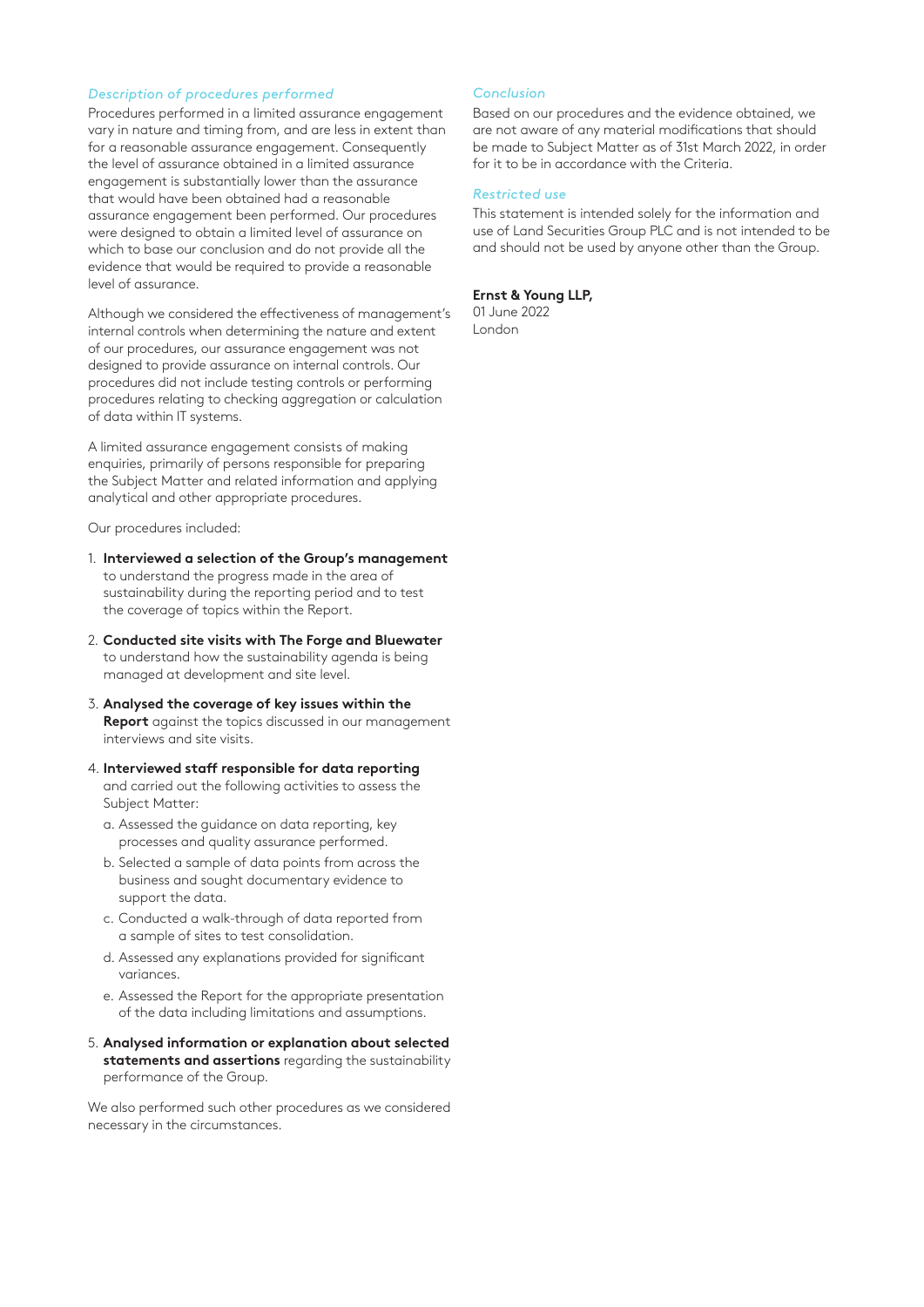### *Description of procedures performed*

Procedures performed in a limited assurance engagement vary in nature and timing from, and are less in extent than for a reasonable assurance engagement. Consequently the level of assurance obtained in a limited assurance engagement is substantially lower than the assurance that would have been obtained had a reasonable assurance engagement been performed. Our procedures were designed to obtain a limited level of assurance on which to base our conclusion and do not provide all the evidence that would be required to provide a reasonable level of assurance.

Although we considered the effectiveness of management's internal controls when determining the nature and extent of our procedures, our assurance engagement was not designed to provide assurance on internal controls. Our procedures did not include testing controls or performing procedures relating to checking aggregation or calculation of data within IT systems.

A limited assurance engagement consists of making enquiries, primarily of persons responsible for preparing the Subject Matter and related information and applying analytical and other appropriate procedures.

Our procedures included:

1. **Interviewed a selection of the Group's management** to understand the progress made in the area of sustainability during the reporting period and to test the coverage of topics within the Report.
2. **Conducted site visits with The Forge and Bluewater** to understand how the sustainability agenda is being managed at development and site level.
3. **Analysed the coverage of key issues within the Report** against the topics discussed in our management interviews and site visits.
4. **Interviewed staff responsible for data reporting** and carried out the following activities to assess the Subject Matter:
   a. Assessed the guidance on data reporting, key processes and quality assurance performed.
   b. Selected a sample of data points from across the business and sought documentary evidence to support the data.
   c. Conducted a walk-through of data reported from a sample of sites to test consolidation.
   d. Assessed any explanations provided for significant variances.
   e. Assessed the Report for the appropriate presentation of the data including limitations and assumptions.
5. **Analysed information or explanation about selected statements and assertions** regarding the sustainability performance of the Group.

We also performed such other procedures as we considered necessary in the circumstances.

### *Conclusion*

Based on our procedures and the evidence obtained, we are not aware of any material modifications that should be made to Subject Matter as of 31st March 2022, in order for it to be in accordance with the Criteria.

### *Restricted use*

This statement is intended solely for the information and use of Land Securities Group PLC and is not intended to be and should not be used by anyone other than the Group.

**Ernst & Young LLP,**
01 June 2022
London